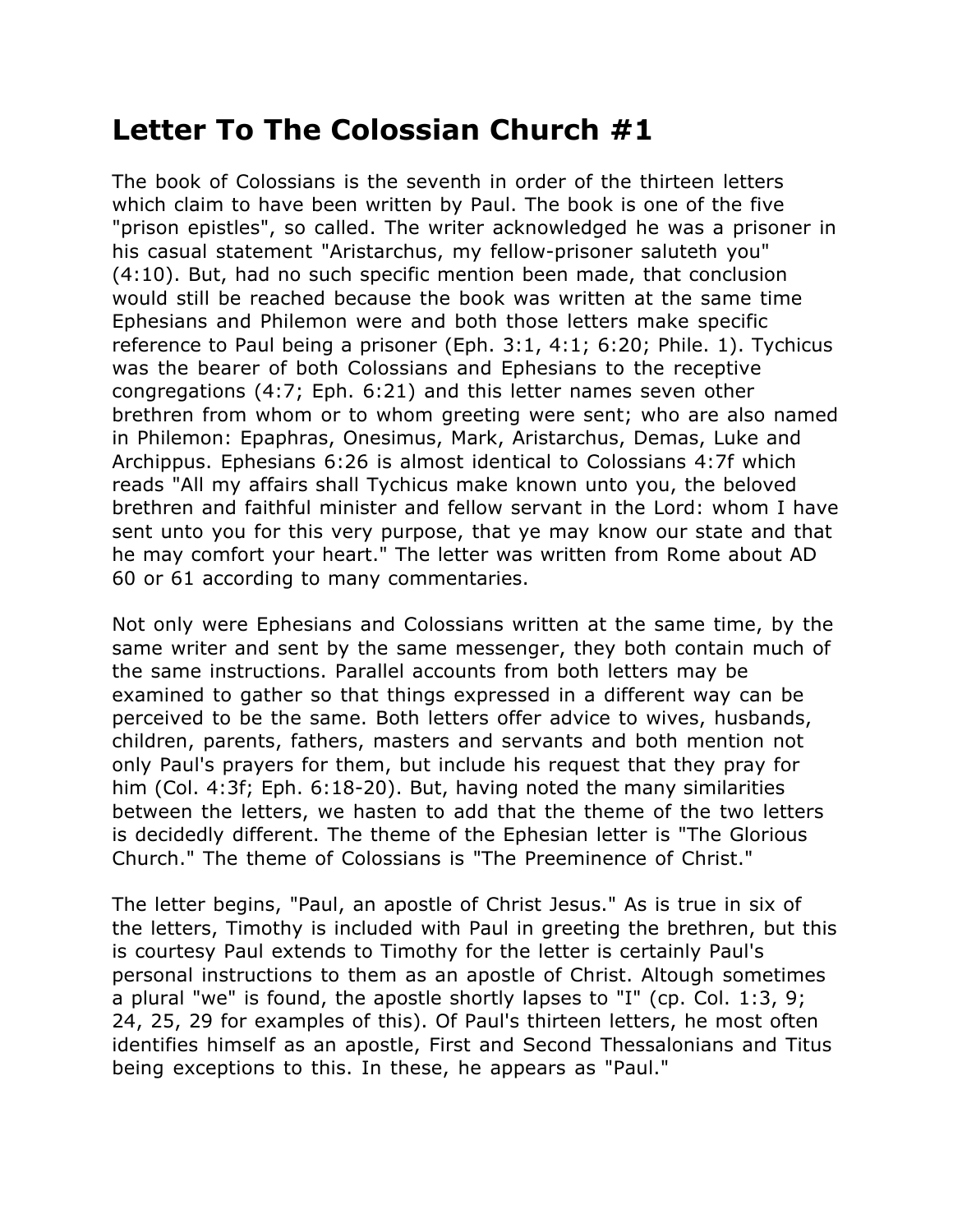# Letter To The Colossian Church #1

The book of Colossians is the seventh in order of the thirteen letters which claim to have been written by Paul. The book is one of the five "prison epistles", so called. The writer acknowledged he was a prisoner in his casual statement "Aristarchus, my fellow-prisoner saluteth you" (4:10). But, had no such specific mention been made, that conclusion would still be reached because the book was written at the same time Ephesians and Philemon were and both those letters make specific reference to Paul being a prisoner (Eph. 3:1, 4:1; 6:20; Phile. 1). Tychicus was the bearer of both Colossians and Ephesians to the receptive congregations (4:7; Eph. 6:21) and this letter names seven other brethren from whom or to whom greeting were sent; who are also named in Philemon: Epaphras, Onesimus, Mark, Aristarchus, Demas, Luke and Archippus. Ephesians 6:26 is almost identical to Colossians 4:7f which reads "All my affairs shall Tychicus make known unto you, the beloved brethren and faithful minister and fellow servant in the Lord: whom I have sent unto you for this very purpose, that ye may know our state and that he may comfort your heart." The letter was written from Rome about AD 60 or 61 according to many commentaries.

Not only were Ephesians and Colossians written at the same time, by the same writer and sent by the same messenger, they both contain much of the same instructions. Parallel accounts from both letters may be examined to gather so that things expressed in a different way can be perceived to be the same. Both letters offer advice to wives, husbands, children, parents, fathers, masters and servants and both mention not only Paul's prayers for them, but include his request that they pray for him (Col. 4:3f; Eph. 6:18-20). But, having noted the many similarities between the letters, we hasten to add that the theme of the two letters is decidedly different. The theme of the Ephesian letter is "The Glorious Church." The theme of Colossians is "The Preeminence of Christ."

The letter begins, "Paul, an apostle of Christ Jesus." As is true in six of the letters, Timothy is included with Paul in greeting the brethren, but this is courtesy Paul extends to Timothy for the letter is certainly Paul's personal instructions to them as an apostle of Christ. Altough sometimes a plural "we" is found, the apostle shortly lapses to "I" (cp. Col. 1:3, 9; 24, 25, 29 for examples of this). Of Paul's thirteen letters, he most often identifies himself as an apostle, First and Second Thessalonians and Titus being exceptions to this. In these, he appears as "Paul."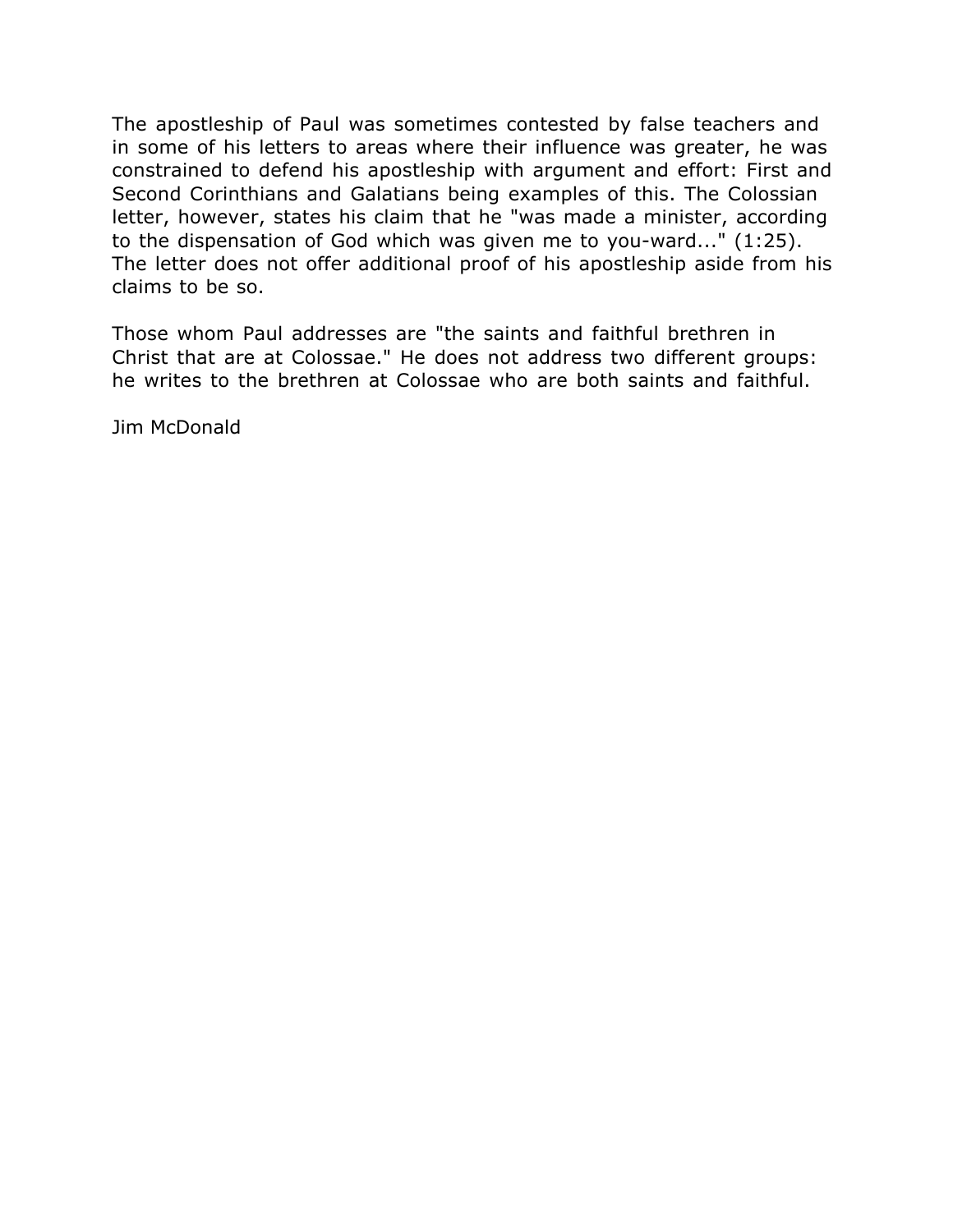The apostleship of Paul was sometimes contested by false teachers and in some of his letters to areas where their influence was greater, he was constrained to defend his apostleship with argument and effort: First and Second Corinthians and Galatians being examples of this. The Colossian letter, however, states his claim that he "was made a minister, according to the dispensation of God which was given me to you-ward..." (1:25). The letter does not offer additional proof of his apostleship aside from his claims to be so.

Those whom Paul addresses are "the saints and faithful brethren in Christ that are at Colossae." He does not address two different groups: he writes to the brethren at Colossae who are both saints and faithful.

Jim McDonald